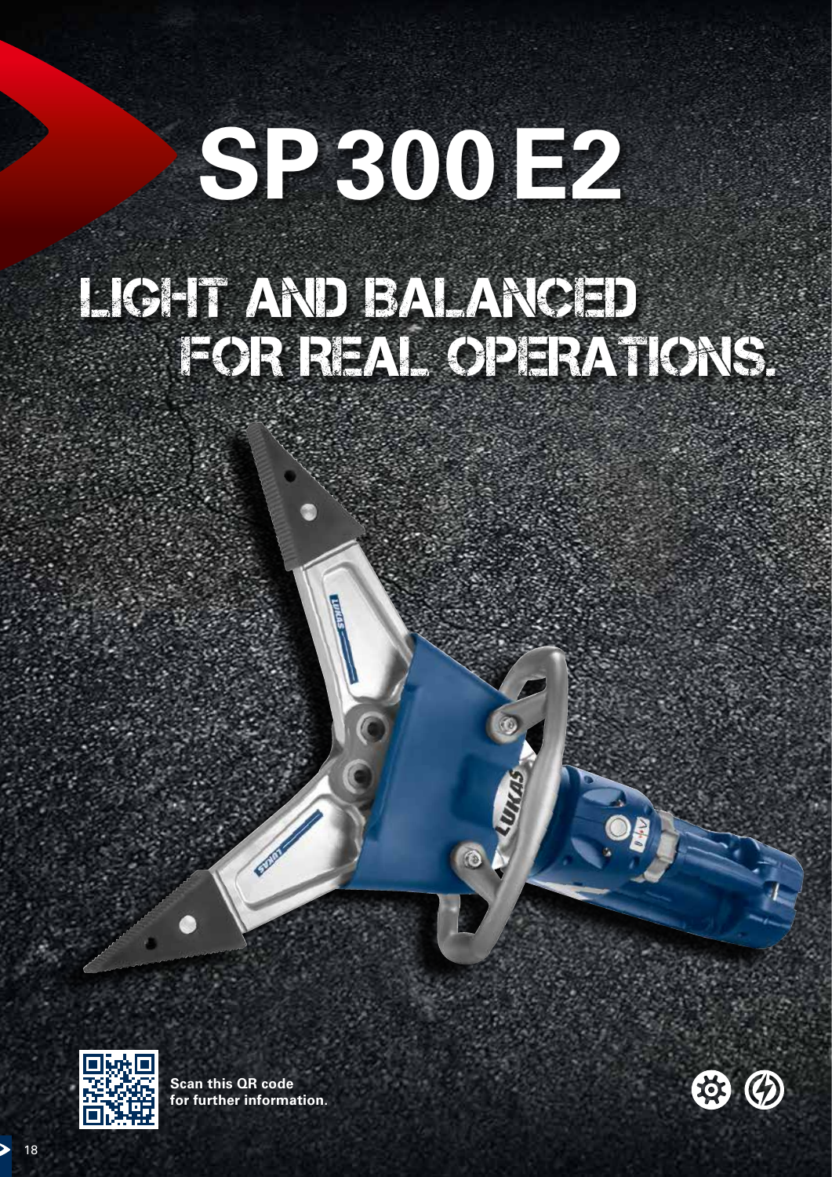# SP 300 E2

## LIGHT AND BALANCED FOR REAL OPERATIONS.

**Scan this QR code for further information.**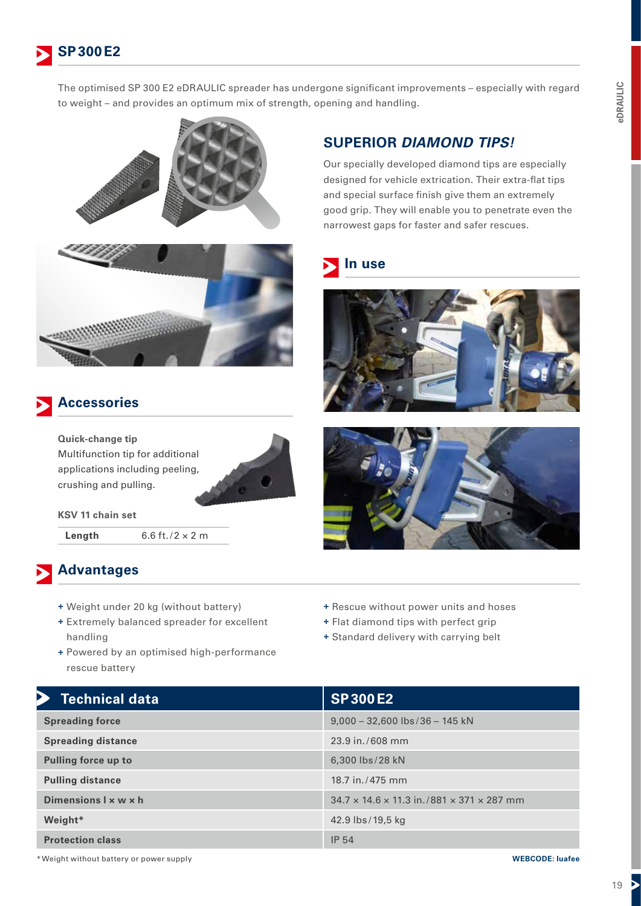## SP 300 E2

The optimised SP 300 E2 eDRAULIC spreader has undergone significant improvements – especially with regard to weight – and provides an optimum mix of strength, opening and handling.

### SUPERIOR *DIAMOND TIPS!*

Our specially developed diamond tips are especially designed for vehicle extrication. Their extra-flat tips and special surface finish give them an extremely good grip. They will enable you to penetrate even the narrowest gaps for faster and safer rescues.

### In use

### Accessories

**Quick-change tip**
Multifunction tip for additional applications including peeling, crushing and pulling.

**KSV 11 chain set**

| | |
|---|---|
| **Length** | 6.6 ft./2 × 2 m |

### Advantages

+ Weight under 20 kg (without battery)
+ Extremely balanced spreader for excellent handling
+ Powered by an optimised high-performance rescue battery
+ Rescue without power units and hoses
+ Flat diamond tips with perfect grip
+ Standard delivery with carrying belt

| Technical data | SP 300 E2 |
|---|---|
| **Spreading force** | 9,000 – 32,600 lbs/36 – 145 kN |
| **Spreading distance** | 23.9 in./608 mm |
| **Pulling force up to** | 6,300 lbs/28 kN |
| **Pulling distance** | 18.7 in./475 mm |
| **Dimensions l × w × h** | 34.7 × 14.6 × 11.3 in./881 × 371 × 287 mm |
| **Weight*** | 42.9 lbs/19,5 kg |
| **Protection class** | IP 54 |

*Weight without battery or power supply

**WEBCODE: luafee**